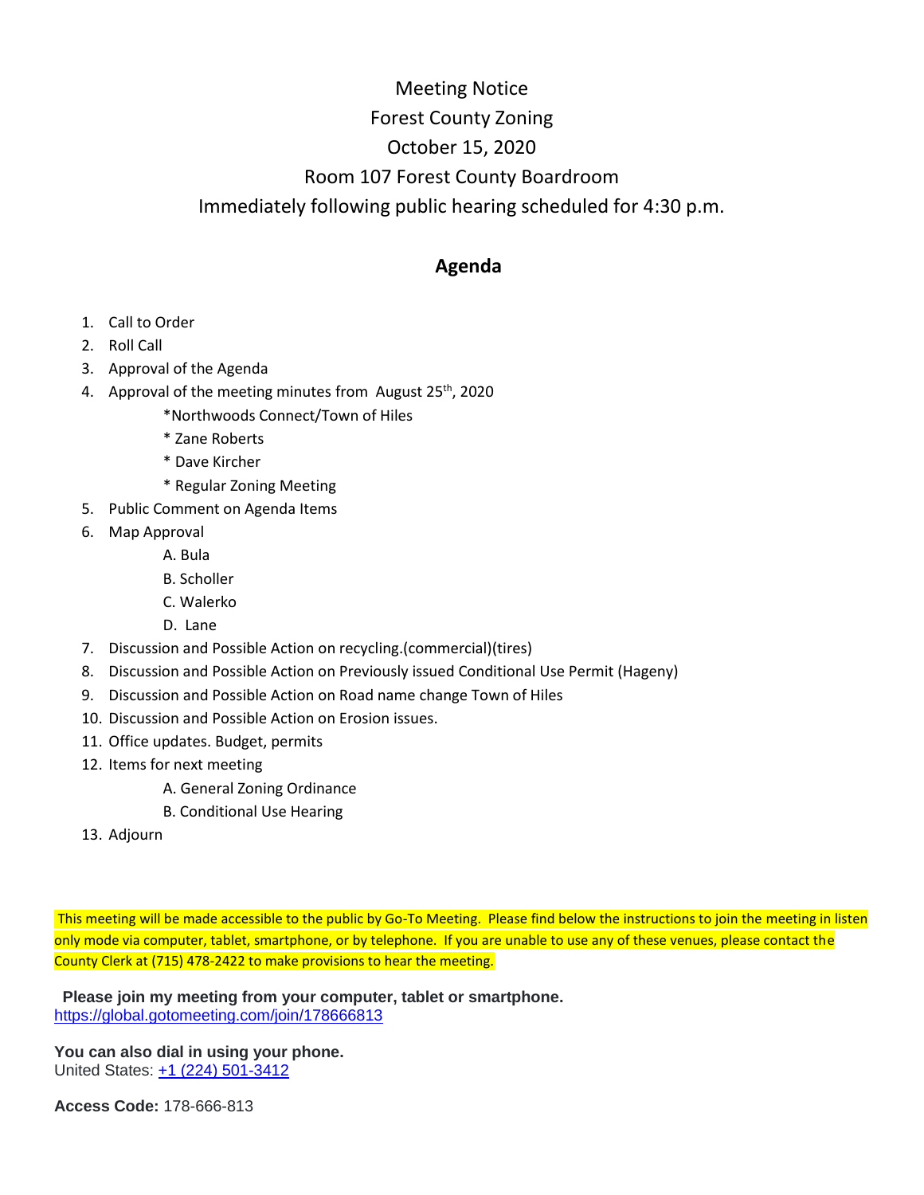Meeting Notice

Forest County Zoning

October 15, 2020

Room 107 Forest County Boardroom

Immediately following public hearing scheduled for 4:30 p.m.

## Agenda

1. Call to Order
2. Roll Call
3. Approval of the Agenda
4. Approval of the meeting minutes from August 25th, 2020
   - *Northwoods Connect/Town of Hiles
   - * Zane Roberts
   - * Dave Kircher
   - * Regular Zoning Meeting
5. Public Comment on Agenda Items
6. Map Approval
   - A. Bula
   - B. Scholler
   - C. Walerko
   - D. Lane
7. Discussion and Possible Action on recycling.(commercial)(tires)
8. Discussion and Possible Action on Previously issued Conditional Use Permit (Hageny)
9. Discussion and Possible Action on Road name change Town of Hiles
10. Discussion and Possible Action on Erosion issues.
11. Office updates. Budget, permits
12. Items for next meeting
    - A. General Zoning Ordinance
    - B. Conditional Use Hearing
13. Adjourn

This meeting will be made accessible to the public by Go-To Meeting. Please find below the instructions to join the meeting in listen only mode via computer, tablet, smartphone, or by telephone. If you are unable to use any of these venues, please contact the County Clerk at (715) 478-2422 to make provisions to hear the meeting.

**Please join my meeting from your computer, tablet or smartphone.**
https://global.gotomeeting.com/join/178666813

**You can also dial in using your phone.**
United States: +1 (224) 501-3412

**Access Code:** 178-666-813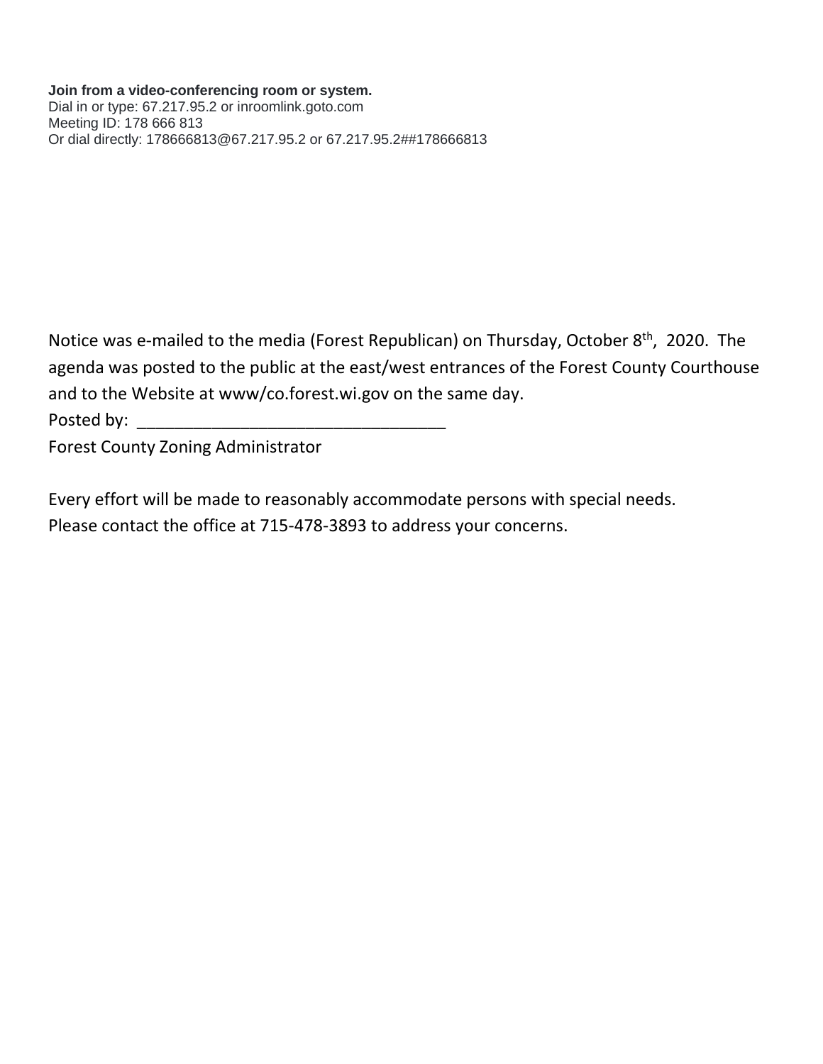**Join from a video-conferencing room or system.**
Dial in or type: 67.217.95.2 or inroomlink.goto.com
Meeting ID: 178 666 813
Or dial directly: 178666813@67.217.95.2 or 67.217.95.2##178666813

Notice was e-mailed to the media (Forest Republican) on Thursday, October 8th, 2020. The agenda was posted to the public at the east/west entrances of the Forest County Courthouse and to the Website at www/co.forest.wi.gov on the same day.

Posted by: _________________________________

Forest County Zoning Administrator

Every effort will be made to reasonably accommodate persons with special needs.
Please contact the office at 715-478-3893 to address your concerns.